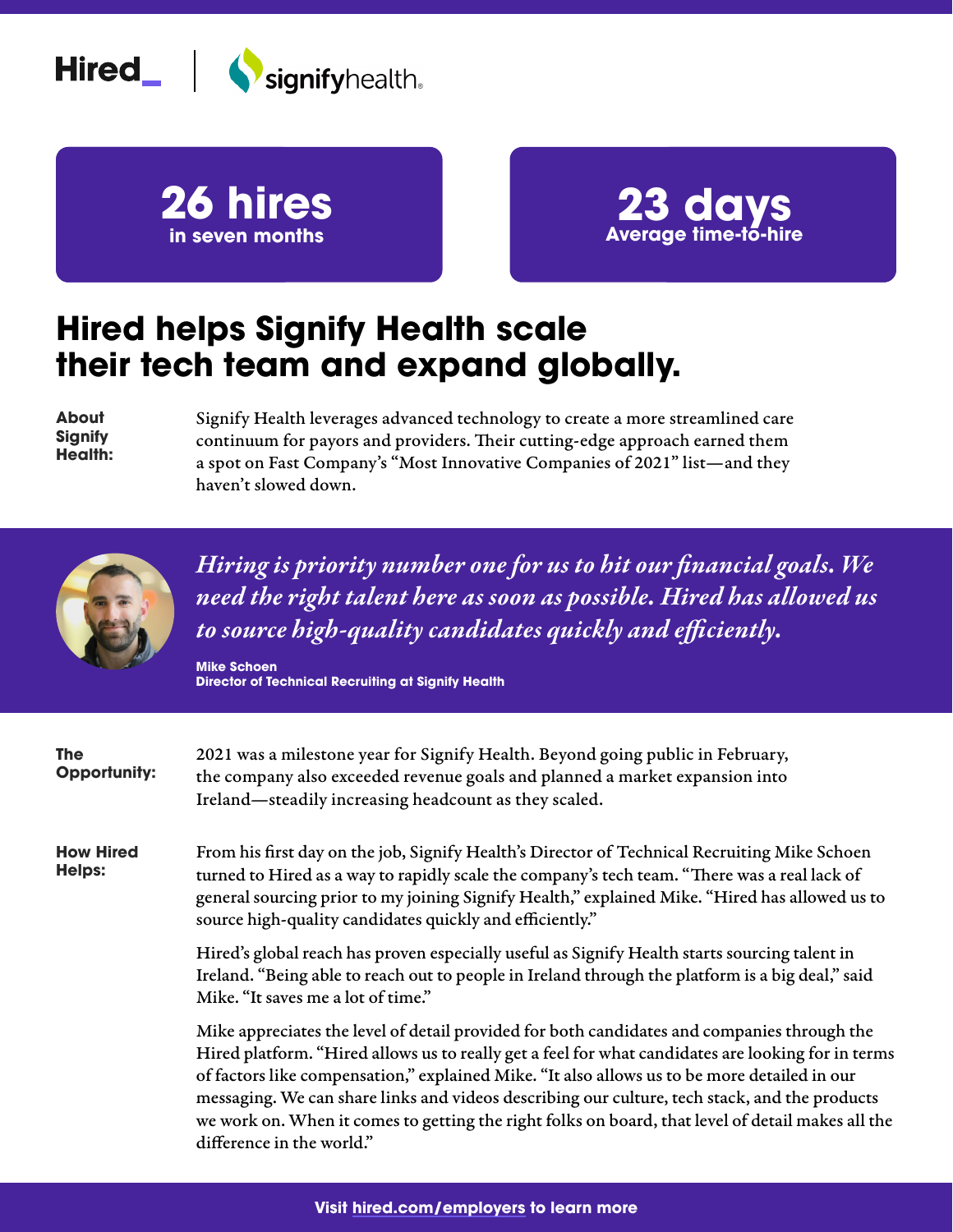Hired_ | signifyhealth

**26 hires**
**in seven months**

**23 days**
**Average time-to-hire**

# Hired helps Signify Health scale their tech team and expand globally.

**About Signify Health:**

Signify Health leverages advanced technology to create a more streamlined care continuum for payors and providers. Their cutting-edge approach earned them a spot on Fast Company's "Most Innovative Companies of 2021" list—and they haven't slowed down.

> *Hiring is priority number one for us to hit our financial goals. We need the right talent here as soon as possible. Hired has allowed us to source high-quality candidates quickly and efficiently.*
>
> **Mike Schoen**
> **Director of Technical Recruiting at Signify Health**

**The Opportunity:**

2021 was a milestone year for Signify Health. Beyond going public in February, the company also exceeded revenue goals and planned a market expansion into Ireland—steadily increasing headcount as they scaled.

**How Hired Helps:**

From his first day on the job, Signify Health's Director of Technical Recruiting Mike Schoen turned to Hired as a way to rapidly scale the company's tech team. "There was a real lack of general sourcing prior to my joining Signify Health," explained Mike. "Hired has allowed us to source high-quality candidates quickly and efficiently."

Hired's global reach has proven especially useful as Signify Health starts sourcing talent in Ireland. "Being able to reach out to people in Ireland through the platform is a big deal," said Mike. "It saves me a lot of time."

Mike appreciates the level of detail provided for both candidates and companies through the Hired platform. "Hired allows us to really get a feel for what candidates are looking for in terms of factors like compensation," explained Mike. "It also allows us to be more detailed in our messaging. We can share links and videos describing our culture, tech stack, and the products we work on. When it comes to getting the right folks on board, that level of detail makes all the difference in the world."

**Visit hired.com/employers to learn more**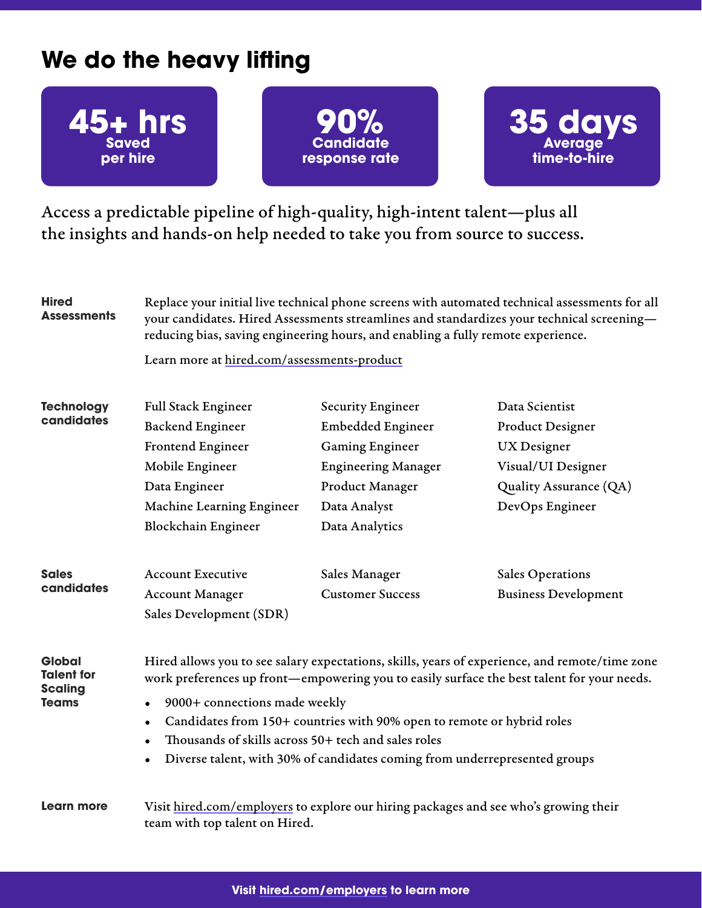# We do the heavy lifting

**45+ hrs**
Saved per hire

**90%**
Candidate response rate

**35 days**
Average time-to-hire

Access a predictable pipeline of high-quality, high-intent talent—plus all the insights and hands-on help needed to take you from source to success.

**Hired Assessments**

Replace your initial live technical phone screens with automated technical assessments for all your candidates. Hired Assessments streamlines and standardizes your technical screening—reducing bias, saving engineering hours, and enabling a fully remote experience.

Learn more at hired.com/assessments-product

**Technology candidates**

- Full Stack Engineer
- Backend Engineer
- Frontend Engineer
- Mobile Engineer
- Data Engineer
- Machine Learning Engineer
- Blockchain Engineer
- Security Engineer
- Embedded Engineer
- Gaming Engineer
- Engineering Manager
- Product Manager
- Data Analyst
- Data Analytics
- Data Scientist
- Product Designer
- UX Designer
- Visual/UI Designer
- Quality Assurance (QA)
- DevOps Engineer

**Sales candidates**

- Account Executive
- Account Manager
- Sales Development (SDR)
- Sales Manager
- Customer Success
- Sales Operations
- Business Development

**Global Talent for Scaling Teams**

Hired allows you to see salary expectations, skills, years of experience, and remote/time zone work preferences up front—empowering you to easily surface the best talent for your needs.

- 9000+ connections made weekly
- Candidates from 150+ countries with 90% open to remote or hybrid roles
- Thousands of skills across 50+ tech and sales roles
- Diverse talent, with 30% of candidates coming from underrepresented groups

**Learn more**

Visit hired.com/employers to explore our hiring packages and see who's growing their team with top talent on Hired.

**Visit hired.com/employers to learn more**